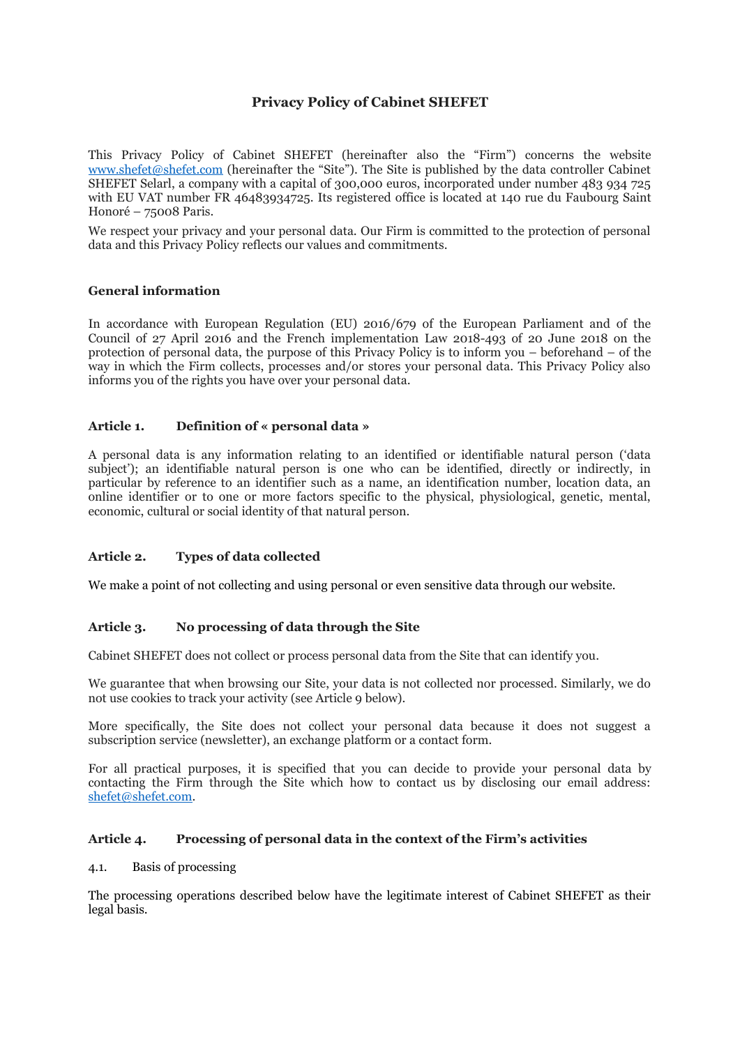# Privacy Policy of Cabinet SHEFET

This Privacy Policy of Cabinet SHEFET (hereinafter also the "Firm") concerns the website www.shefet@shefet.com (hereinafter the "Site"). The Site is published by the data controller Cabinet SHEFET Selarl, a company with a capital of 300,000 euros, incorporated under number 483 934 725 with EU VAT number FR 46483934725. Its registered office is located at 140 rue du Faubourg Saint Honoré – 75008 Paris.

We respect your privacy and your personal data. Our Firm is committed to the protection of personal data and this Privacy Policy reflects our values and commitments.

## General information

In accordance with European Regulation (EU) 2016/679 of the European Parliament and of the Council of 27 April 2016 and the French implementation Law 2018-493 of 20 June 2018 on the protection of personal data, the purpose of this Privacy Policy is to inform you – beforehand – of the way in which the Firm collects, processes and/or stores your personal data. This Privacy Policy also informs you of the rights you have over your personal data.

## Article 1. Definition of « personal data »

A personal data is any information relating to an identified or identifiable natural person ('data subject'); an identifiable natural person is one who can be identified, directly or indirectly, in particular by reference to an identifier such as a name, an identification number, location data, an online identifier or to one or more factors specific to the physical, physiological, genetic, mental, economic, cultural or social identity of that natural person.

## Article 2. Types of data collected

We make a point of not collecting and using personal or even sensitive data through our website.

## Article 3. No processing of data through the Site

Cabinet SHEFET does not collect or process personal data from the Site that can identify you.

We guarantee that when browsing our Site, your data is not collected nor processed. Similarly, we do not use cookies to track your activity (see Article 9 below).

More specifically, the Site does not collect your personal data because it does not suggest a subscription service (newsletter), an exchange platform or a contact form.

For all practical purposes, it is specified that you can decide to provide your personal data by contacting the Firm through the Site which how to contact us by disclosing our email address: shefet@shefet.com.

## Article 4. Processing of personal data in the context of the Firm's activities

### 4.1. Basis of processing

The processing operations described below have the legitimate interest of Cabinet SHEFET as their legal basis.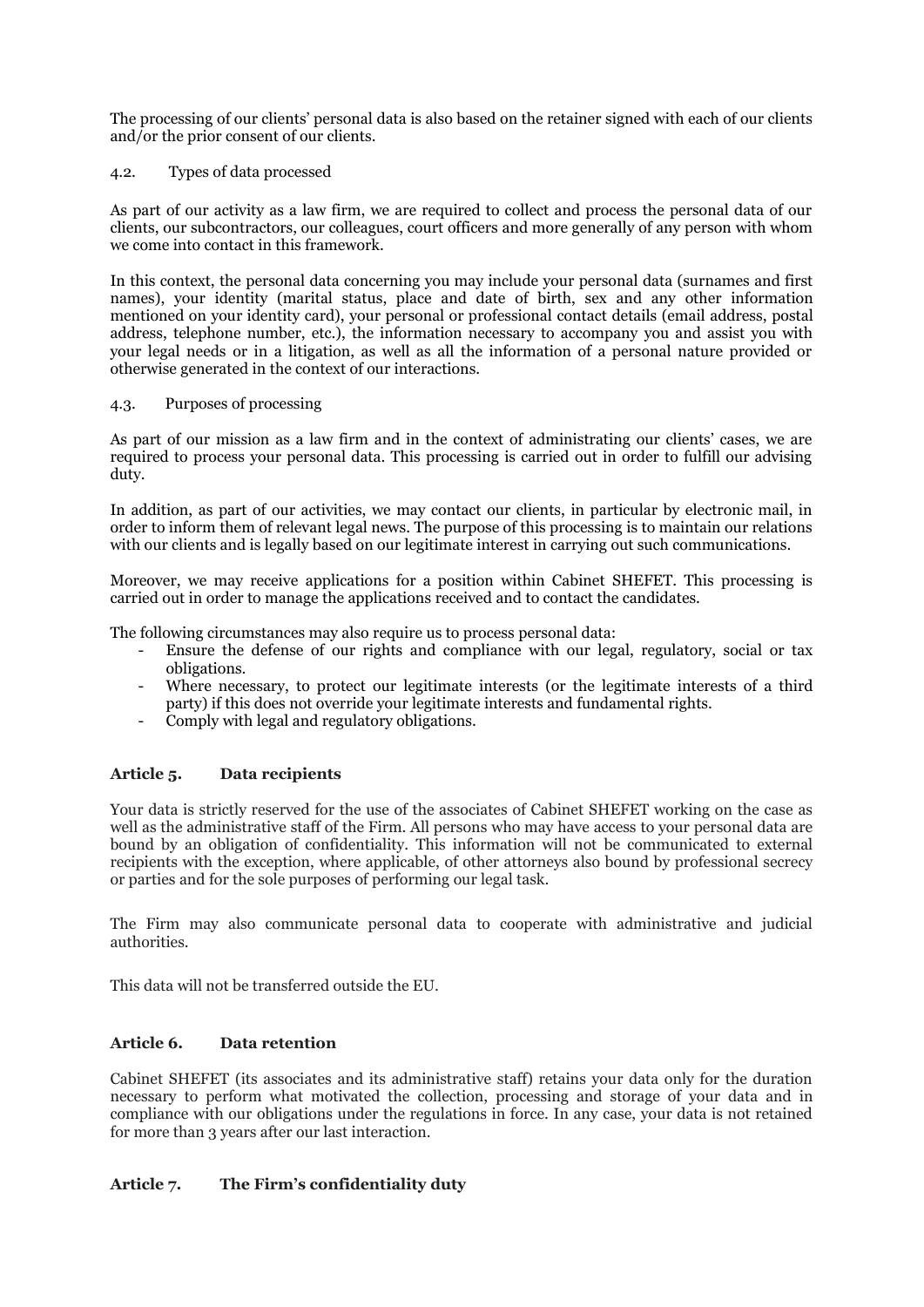The processing of our clients' personal data is also based on the retainer signed with each of our clients and/or the prior consent of our clients.

4.2. Types of data processed

As part of our activity as a law firm, we are required to collect and process the personal data of our clients, our subcontractors, our colleagues, court officers and more generally of any person with whom we come into contact in this framework.

In this context, the personal data concerning you may include your personal data (surnames and first names), your identity (marital status, place and date of birth, sex and any other information mentioned on your identity card), your personal or professional contact details (email address, postal address, telephone number, etc.), the information necessary to accompany you and assist you with your legal needs or in a litigation, as well as all the information of a personal nature provided or otherwise generated in the context of our interactions.

4.3. Purposes of processing

As part of our mission as a law firm and in the context of administrating our clients' cases, we are required to process your personal data. This processing is carried out in order to fulfill our advising duty.

In addition, as part of our activities, we may contact our clients, in particular by electronic mail, in order to inform them of relevant legal news. The purpose of this processing is to maintain our relations with our clients and is legally based on our legitimate interest in carrying out such communications.

Moreover, we may receive applications for a position within Cabinet SHEFET. This processing is carried out in order to manage the applications received and to contact the candidates.

The following circumstances may also require us to process personal data:

- Ensure the defense of our rights and compliance with our legal, regulatory, social or tax obligations.
- Where necessary, to protect our legitimate interests (or the legitimate interests of a third party) if this does not override your legitimate interests and fundamental rights.
- Comply with legal and regulatory obligations.

## Article 5. Data recipients

Your data is strictly reserved for the use of the associates of Cabinet SHEFET working on the case as well as the administrative staff of the Firm. All persons who may have access to your personal data are bound by an obligation of confidentiality. This information will not be communicated to external recipients with the exception, where applicable, of other attorneys also bound by professional secrecy or parties and for the sole purposes of performing our legal task.

The Firm may also communicate personal data to cooperate with administrative and judicial authorities.

This data will not be transferred outside the EU.

## Article 6. Data retention

Cabinet SHEFET (its associates and its administrative staff) retains your data only for the duration necessary to perform what motivated the collection, processing and storage of your data and in compliance with our obligations under the regulations in force. In any case, your data is not retained for more than 3 years after our last interaction.

## Article 7. The Firm's confidentiality duty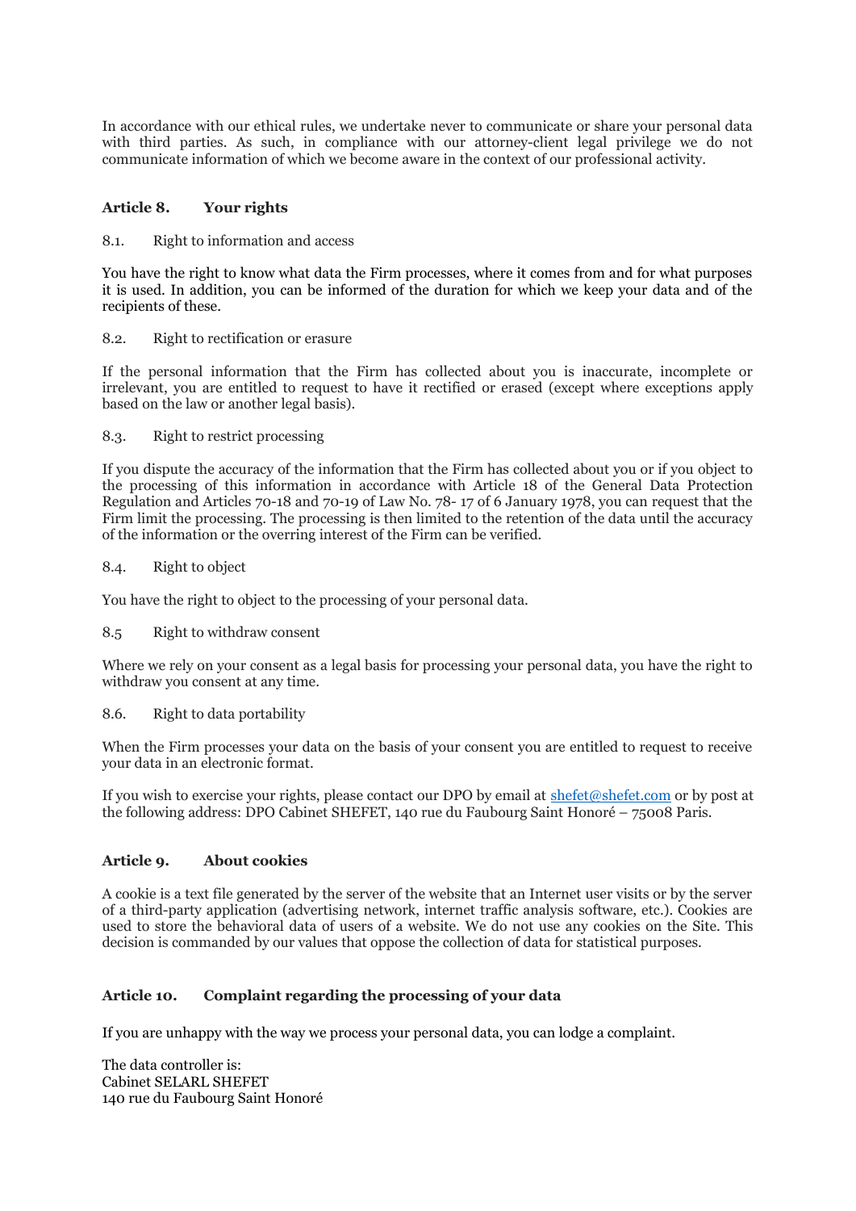In accordance with our ethical rules, we undertake never to communicate or share your personal data with third parties. As such, in compliance with our attorney-client legal privilege we do not communicate information of which we become aware in the context of our professional activity.

## Article 8. Your rights

8.1. Right to information and access

You have the right to know what data the Firm processes, where it comes from and for what purposes it is used. In addition, you can be informed of the duration for which we keep your data and of the recipients of these.

8.2. Right to rectification or erasure

If the personal information that the Firm has collected about you is inaccurate, incomplete or irrelevant, you are entitled to request to have it rectified or erased (except where exceptions apply based on the law or another legal basis).

8.3. Right to restrict processing

If you dispute the accuracy of the information that the Firm has collected about you or if you object to the processing of this information in accordance with Article 18 of the General Data Protection Regulation and Articles 70-18 and 70-19 of Law No. 78- 17 of 6 January 1978, you can request that the Firm limit the processing. The processing is then limited to the retention of the data until the accuracy of the information or the overring interest of the Firm can be verified.

8.4. Right to object

You have the right to object to the processing of your personal data.

8.5 Right to withdraw consent

Where we rely on your consent as a legal basis for processing your personal data, you have the right to withdraw you consent at any time.

8.6. Right to data portability

When the Firm processes your data on the basis of your consent you are entitled to request to receive your data in an electronic format.

If you wish to exercise your rights, please contact our DPO by email at shefet@shefet.com or by post at the following address: DPO Cabinet SHEFET, 140 rue du Faubourg Saint Honoré – 75008 Paris.

## Article 9. About cookies

A cookie is a text file generated by the server of the website that an Internet user visits or by the server of a third-party application (advertising network, internet traffic analysis software, etc.). Cookies are used to store the behavioral data of users of a website. We do not use any cookies on the Site. This decision is commanded by our values that oppose the collection of data for statistical purposes.

## Article 10. Complaint regarding the processing of your data

If you are unhappy with the way we process your personal data, you can lodge a complaint.

The data controller is:
Cabinet SELARL SHEFET
140 rue du Faubourg Saint Honoré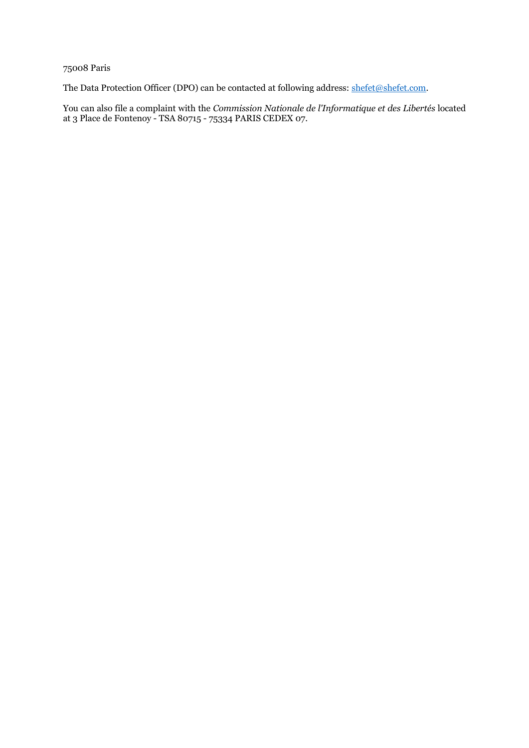75008 Paris

The Data Protection Officer (DPO) can be contacted at following address: shefet@shefet.com.

You can also file a complaint with the *Commission Nationale de l'Informatique et des Libertés* located at 3 Place de Fontenoy - TSA 80715 - 75334 PARIS CEDEX 07.